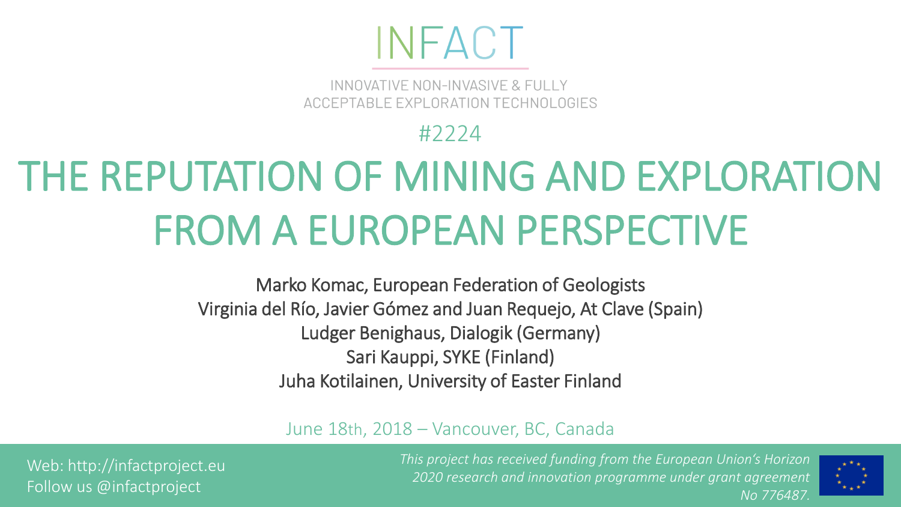# INFACT

INNOVATIVE NON-INVASIVE & FULLY ACCEPTABLE EXPLORATION TECHNOLOGIES

#2224

# THE REPUTATION OF MINING AND EXPLORATION FROM A EUROPEAN PERSPECTIVE

Marko Komac, European Federation of Geologists
Virginia del Río, Javier Gómez and Juan Requejo, At Clave (Spain)
Ludger Benighaus, Dialogik (Germany)
Sari Kauppi, SYKE (Finland)
Juha Kotilainen, University of Easter Finland

June 18th, 2018 – Vancouver, BC, Canada

Web: http://infactproject.eu
Follow us @infactproject

*This project has received funding from the European Union's Horizon 2020 research and innovation programme under grant agreement No 776487.*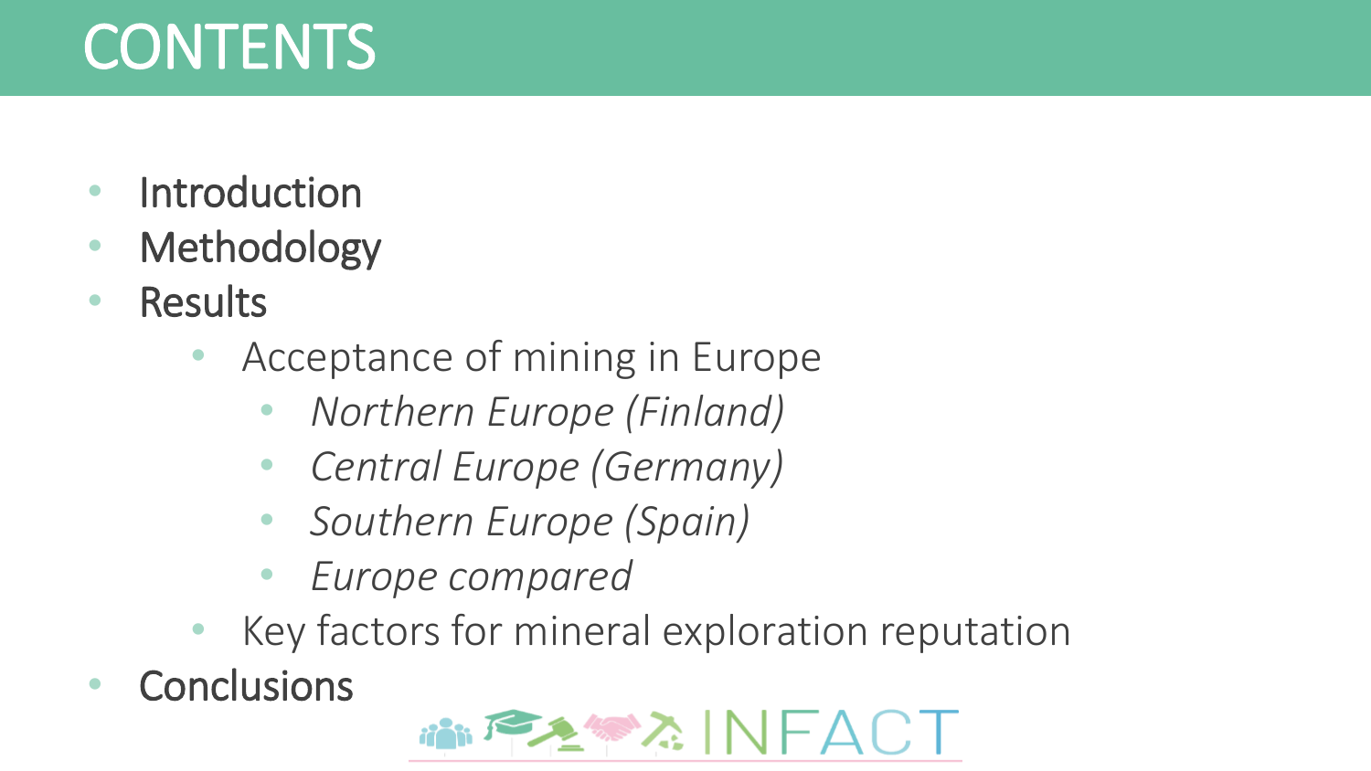# CONTENTS

- Introduction
- Methodology
- Results
  - Acceptance of mining in Europe
    - *Northern Europe (Finland)*
    - *Central Europe (Germany)*
    - *Southern Europe (Spain)*
    - *Europe compared*
  - Key factors for mineral exploration reputation
- Conclusions

INFACT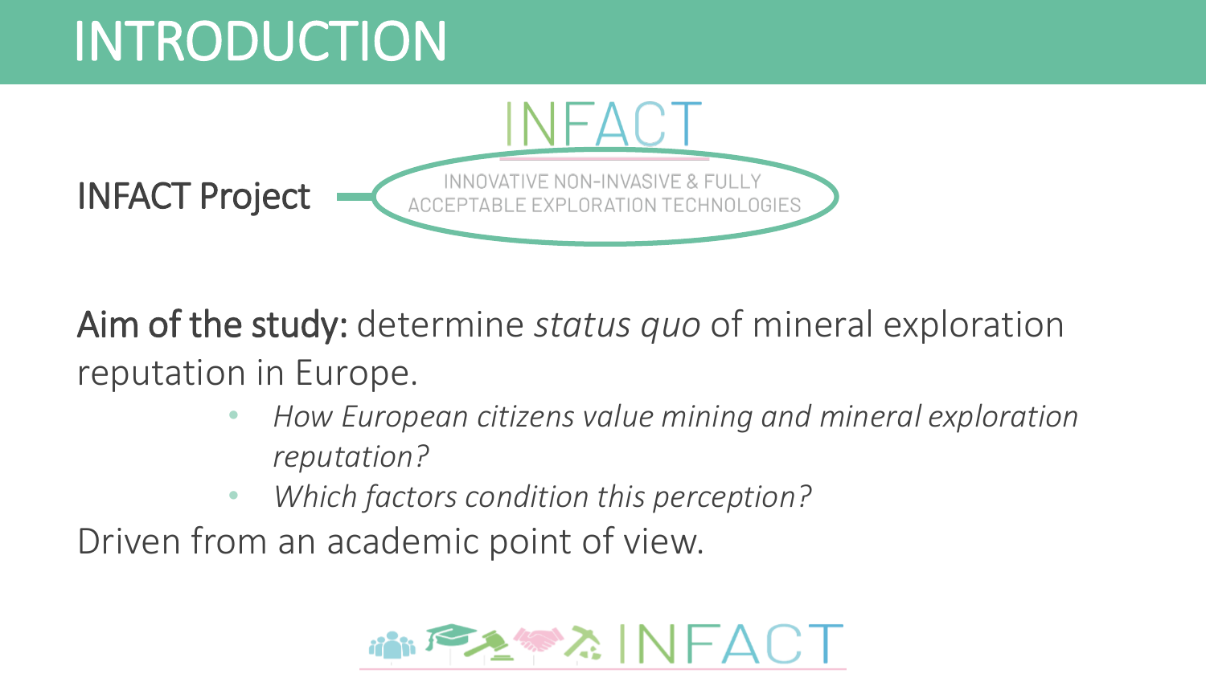# INTRODUCTION

INFACT

INFACT Project — INNOVATIVE NON-INVASIVE & FULLY ACCEPTABLE EXPLORATION TECHNOLOGIES

**Aim of the study:** determine *status quo* of mineral exploration reputation in Europe.

- *How European citizens value mining and mineral exploration reputation?*
- *Which factors condition this perception?*

Driven from an academic point of view.

INFACT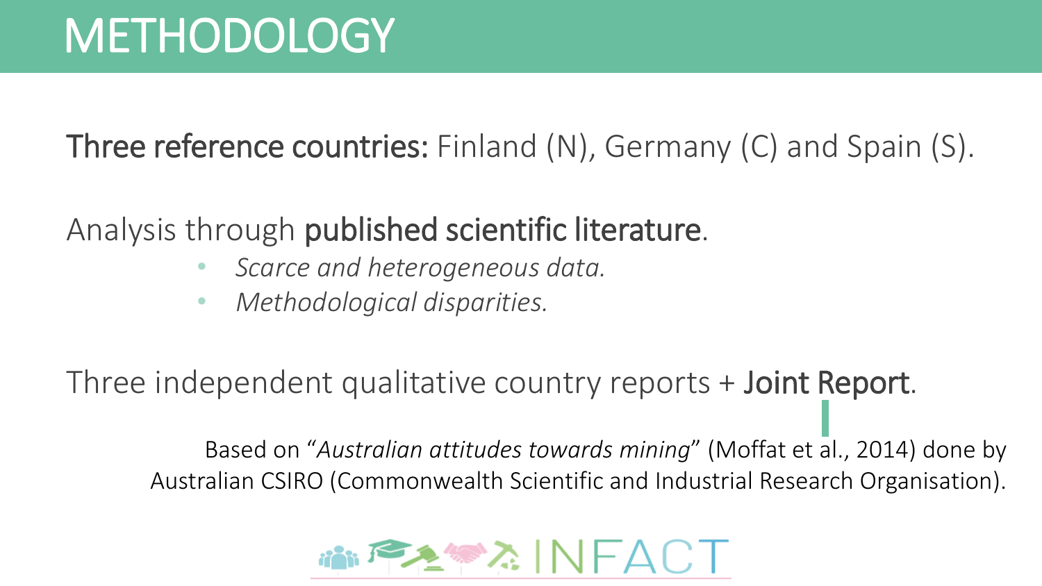# METHODOLOGY

**Three reference countries:** Finland (N), Germany (C) and Spain (S).

Analysis through **published scientific literature**.

- *Scarce and heterogeneous data.*
- *Methodological disparities.*

Three independent qualitative country reports + **Joint Report**.

Based on "*Australian attitudes towards mining*" (Moffat et al., 2014) done by Australian CSIRO (Commonwealth Scientific and Industrial Research Organisation).

INFACT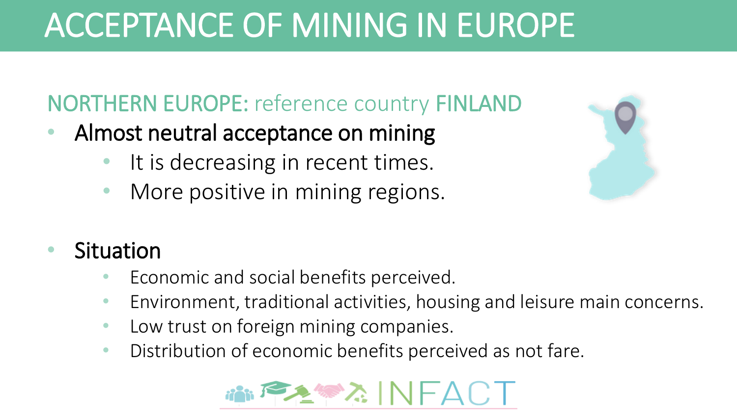# ACCEPTANCE OF MINING IN EUROPE

## NORTHERN EUROPE: reference country FINLAND

- Almost neutral acceptance on mining
  - It is decreasing in recent times.
  - More positive in mining regions.

- Situation
  - Economic and social benefits perceived.
  - Environment, traditional activities, housing and leisure main concerns.
  - Low trust on foreign mining companies.
  - Distribution of economic benefits perceived as not fare.

INFACT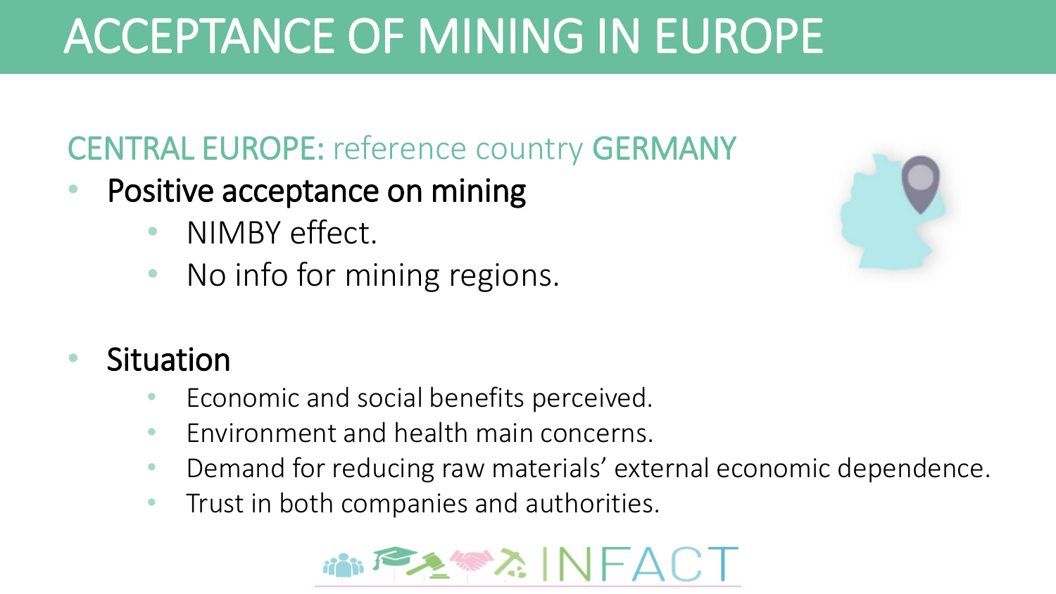# ACCEPTANCE OF MINING IN EUROPE

## CENTRAL EUROPE: reference country GERMANY

- **Positive acceptance on mining**
  - NIMBY effect.
  - No info for mining regions.

- **Situation**
  - Economic and social benefits perceived.
  - Environment and health main concerns.
  - Demand for reducing raw materials' external economic dependence.
  - Trust in both companies and authorities.

INFACT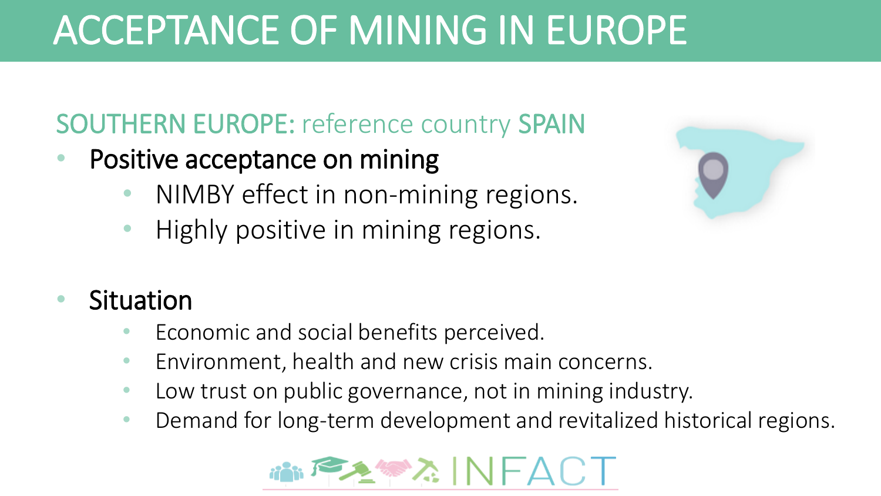# ACCEPTANCE OF MINING IN EUROPE

## SOUTHERN EUROPE: reference country SPAIN

- **Positive acceptance on mining**
  - NIMBY effect in non-mining regions.
  - Highly positive in mining regions.

- **Situation**
  - Economic and social benefits perceived.
  - Environment, health and new crisis main concerns.
  - Low trust on public governance, not in mining industry.
  - Demand for long-term development and revitalized historical regions.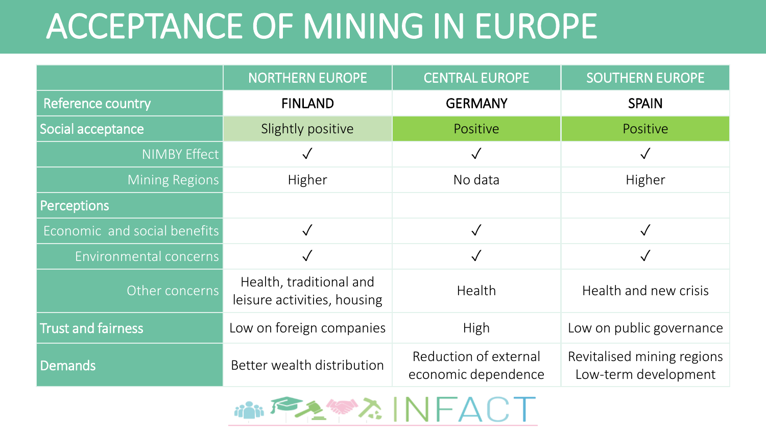# ACCEPTANCE OF MINING IN EUROPE

| | NORTHERN EUROPE | CENTRAL EUROPE | SOUTHERN EUROPE |
|---|---|---|---|
| Reference country | FINLAND | GERMANY | SPAIN |
| Social acceptance | Slightly positive | Positive | Positive |
| NIMBY Effect | ✓ | ✓ | ✓ |
| Mining Regions | Higher | No data | Higher |
| Perceptions | | | |
| Economic and social benefits | ✓ | ✓ | ✓ |
| Environmental concerns | ✓ | ✓ | ✓ |
| Other concerns | Health, traditional and leisure activities, housing | Health | Health and new crisis |
| Trust and fairness | Low on foreign companies | High | Low on public governance |
| Demands | Better wealth distribution | Reduction of external economic dependence | Revitalised mining regions Low-term development |

INFACT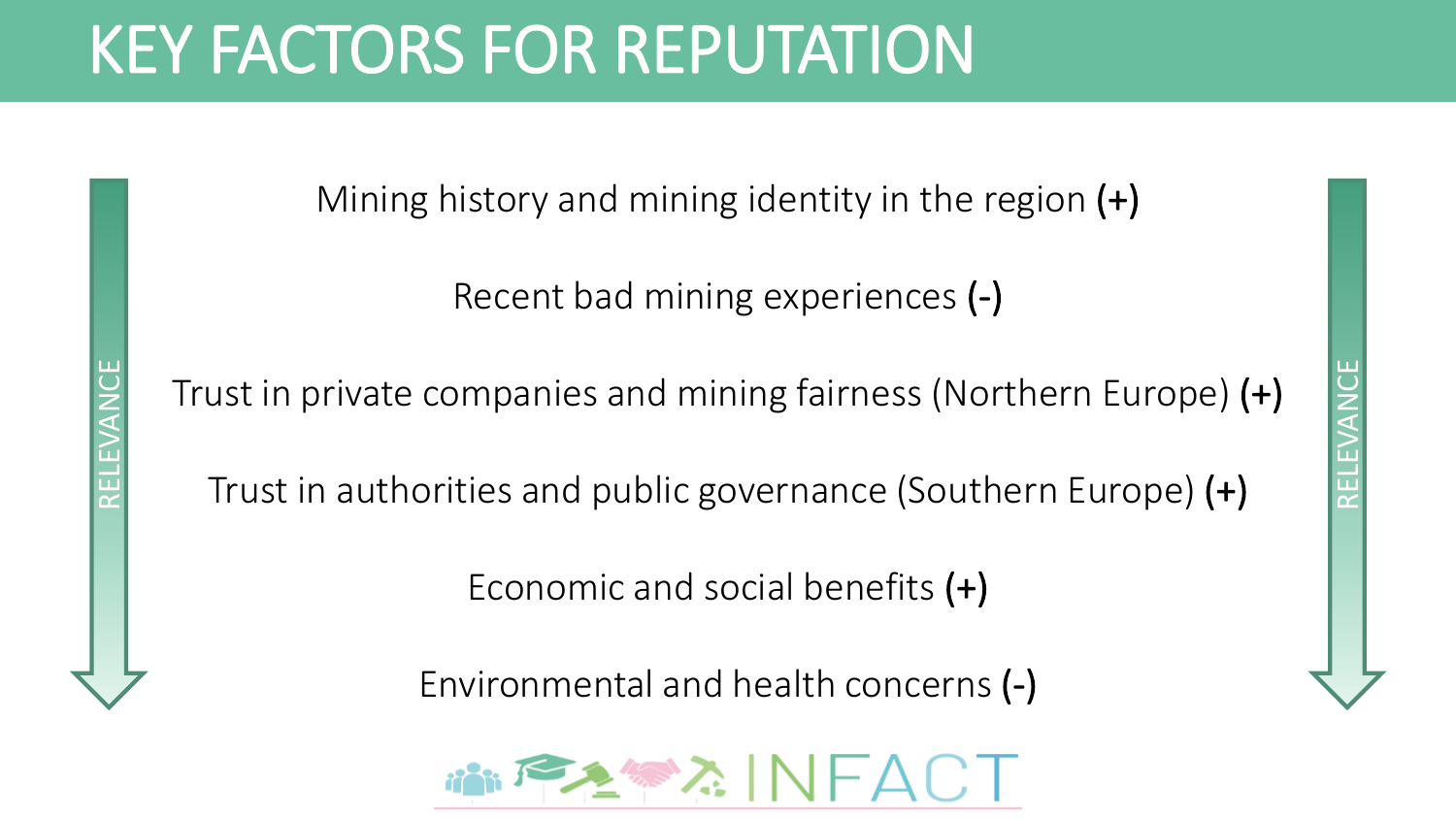# KEY FACTORS FOR REPUTATION

RELEVANCE

Mining history and mining identity in the region **(+)**

Recent bad mining experiences **(-)**

Trust in private companies and mining fairness (Northern Europe) **(+)**

Trust in authorities and public governance (Southern Europe) **(+)**

Economic and social benefits **(+)**

Environmental and health concerns **(-)**

INFACT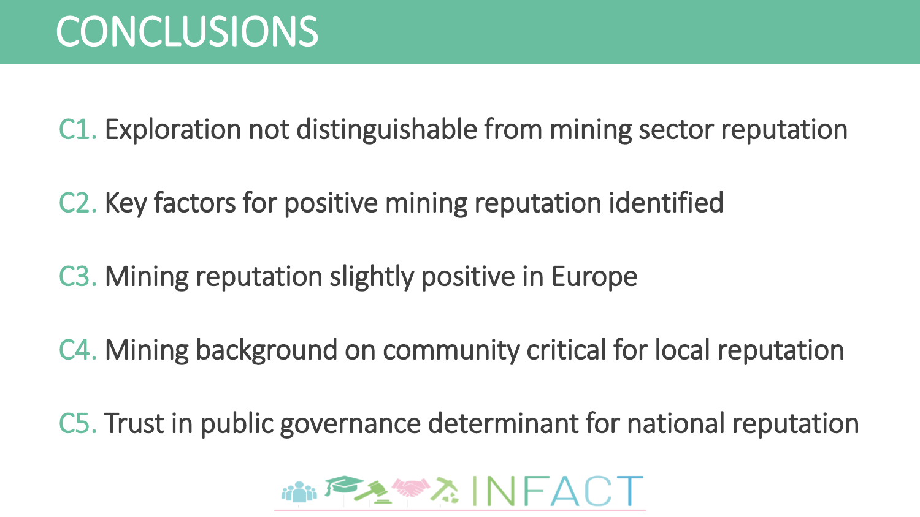# CONCLUSIONS

C1. Exploration not distinguishable from mining sector reputation

C2. Key factors for positive mining reputation identified

C3. Mining reputation slightly positive in Europe

C4. Mining background on community critical for local reputation

C5. Trust in public governance determinant for national reputation

INFACT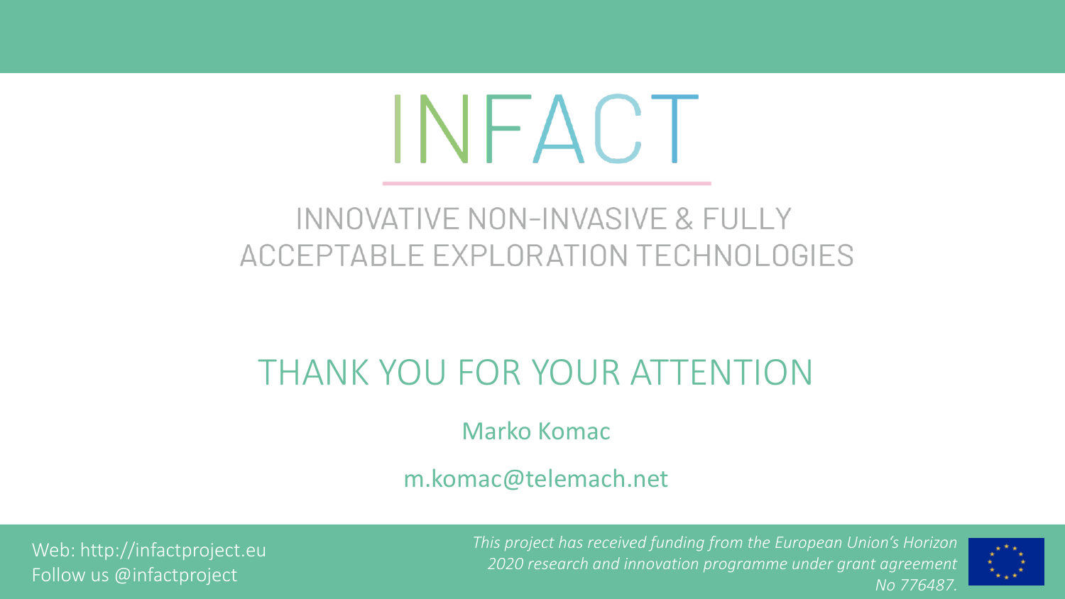# INFACT

## INNOVATIVE NON-INVASIVE & FULLY ACCEPTABLE EXPLORATION TECHNOLOGIES

## THANK YOU FOR YOUR ATTENTION

Marko Komac

m.komac@telemach.net

Web: http://infactproject.eu
Follow us @infactproject

*This project has received funding from the European Union's Horizon 2020 research and innovation programme under grant agreement No 776487.*